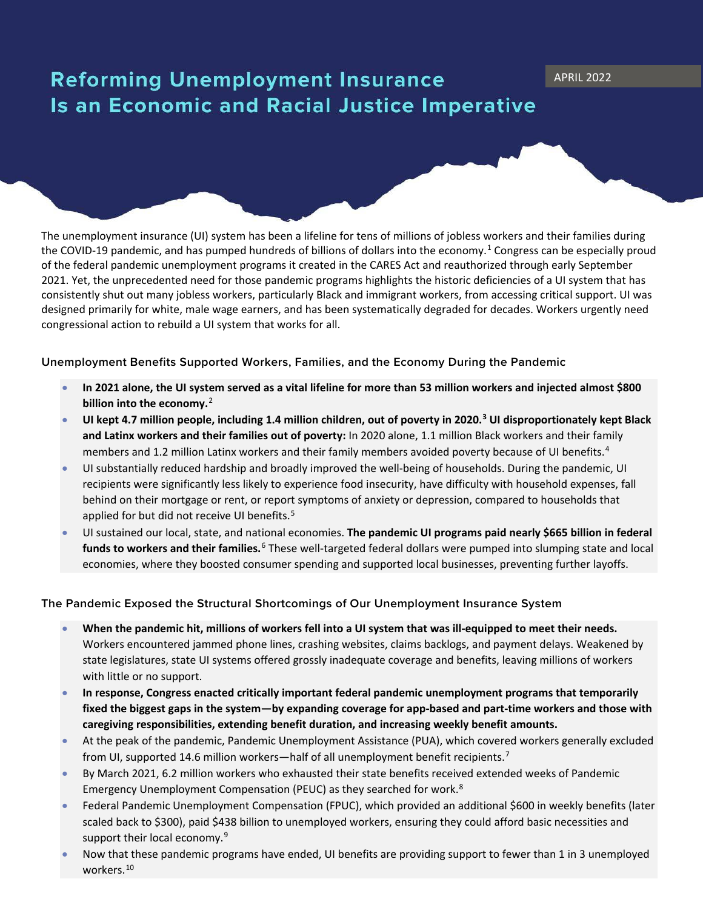APRIL 2022

# Reforming Unemployment Insurance Is an Economic and Racial Justice Imperative

The unemployment insurance (UI) system has been a lifeline for tens of millions of jobless workers and their families during the COVID-19 pandemic, and has pumped hundreds of billions of dollars into the economy.[1] Congress can be especially proud of the federal pandemic unemployment programs it created in the CARES Act and reauthorized through early September 2021. Yet, the unprecedented need for those pandemic programs highlights the historic deficiencies of a UI system that has consistently shut out many jobless workers, particularly Black and immigrant workers, from accessing critical support. UI was designed primarily for white, male wage earners, and has been systematically degraded for decades. Workers urgently need congressional action to rebuild a UI system that works for all.

## Unemployment Benefits Supported Workers, Families, and the Economy During the Pandemic

- **In 2021 alone, the UI system served as a vital lifeline for more than 53 million workers and injected almost $800 billion into the economy.**[2]
- **UI kept 4.7 million people, including 1.4 million children, out of poverty in 2020.[3] UI disproportionately kept Black and Latinx workers and their families out of poverty:** In 2020 alone, 1.1 million Black workers and their family members and 1.2 million Latinx workers and their family members avoided poverty because of UI benefits.[4]
- UI substantially reduced hardship and broadly improved the well-being of households. During the pandemic, UI recipients were significantly less likely to experience food insecurity, have difficulty with household expenses, fall behind on their mortgage or rent, or report symptoms of anxiety or depression, compared to households that applied for but did not receive UI benefits.[5]
- UI sustained our local, state, and national economies. **The pandemic UI programs paid nearly $665 billion in federal funds to workers and their families.**[6] These well-targeted federal dollars were pumped into slumping state and local economies, where they boosted consumer spending and supported local businesses, preventing further layoffs.

## The Pandemic Exposed the Structural Shortcomings of Our Unemployment Insurance System

- **When the pandemic hit, millions of workers fell into a UI system that was ill-equipped to meet their needs.** Workers encountered jammed phone lines, crashing websites, claims backlogs, and payment delays. Weakened by state legislatures, state UI systems offered grossly inadequate coverage and benefits, leaving millions of workers with little or no support.
- **In response, Congress enacted critically important federal pandemic unemployment programs that temporarily fixed the biggest gaps in the system—by expanding coverage for app-based and part-time workers and those with caregiving responsibilities, extending benefit duration, and increasing weekly benefit amounts.**
- At the peak of the pandemic, Pandemic Unemployment Assistance (PUA), which covered workers generally excluded from UI, supported 14.6 million workers—half of all unemployment benefit recipients.[7]
- By March 2021, 6.2 million workers who exhausted their state benefits received extended weeks of Pandemic Emergency Unemployment Compensation (PEUC) as they searched for work.[8]
- Federal Pandemic Unemployment Compensation (FPUC), which provided an additional $600 in weekly benefits (later scaled back to $300), paid $438 billion to unemployed workers, ensuring they could afford basic necessities and support their local economy.[9]
- Now that these pandemic programs have ended, UI benefits are providing support to fewer than 1 in 3 unemployed workers.[10]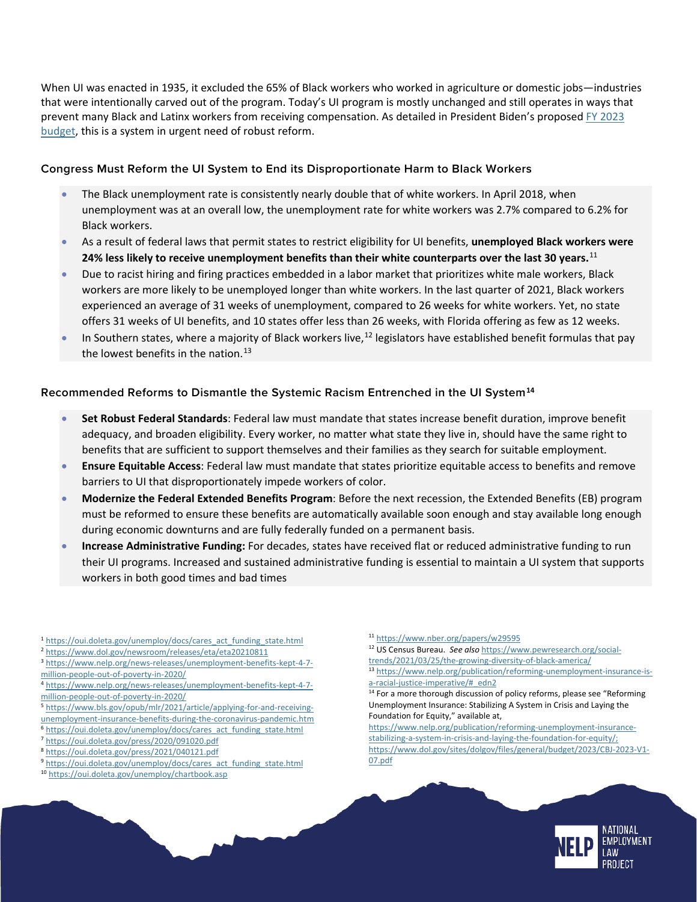When UI was enacted in 1935, it excluded the 65% of Black workers who worked in agriculture or domestic jobs—industries that were intentionally carved out of the program. Today's UI program is mostly unchanged and still operates in ways that prevent many Black and Latinx workers from receiving compensation. As detailed in President Biden's proposed [FY 2023 budget](https://www.dol.gov/sites/dolgov/files/general/budget/2023/CBJ-2023-V1-07.pdf), this is a system in urgent need of robust reform.

### Congress Must Reform the UI System to End its Disproportionate Harm to Black Workers

- The Black unemployment rate is consistently nearly double that of white workers. In April 2018, when unemployment was at an overall low, the unemployment rate for white workers was 2.7% compared to 6.2% for Black workers.
- As a result of federal laws that permit states to restrict eligibility for UI benefits, **unemployed Black workers were 24% less likely to receive unemployment benefits than their white counterparts over the last 30 years.**[11]
- Due to racist hiring and firing practices embedded in a labor market that prioritizes white male workers, Black workers are more likely to be unemployed longer than white workers. In the last quarter of 2021, Black workers experienced an average of 31 weeks of unemployment, compared to 26 weeks for white workers. Yet, no state offers 31 weeks of UI benefits, and 10 states offer less than 26 weeks, with Florida offering as few as 12 weeks.
- In Southern states, where a majority of Black workers live,[12] legislators have established benefit formulas that pay the lowest benefits in the nation.[13]

### Recommended Reforms to Dismantle the Systemic Racism Entrenched in the UI System[14]

- **Set Robust Federal Standards**: Federal law must mandate that states increase benefit duration, improve benefit adequacy, and broaden eligibility. Every worker, no matter what state they live in, should have the same right to benefits that are sufficient to support themselves and their families as they search for suitable employment.
- **Ensure Equitable Access**: Federal law must mandate that states prioritize equitable access to benefits and remove barriers to UI that disproportionately impede workers of color.
- **Modernize the Federal Extended Benefits Program**: Before the next recession, the Extended Benefits (EB) program must be reformed to ensure these benefits are automatically available soon enough and stay available long enough during economic downturns and are fully federally funded on a permanent basis.
- **Increase Administrative Funding:** For decades, states have received flat or reduced administrative funding to run their UI programs. Increased and sustained administrative funding is essential to maintain a UI system that supports workers in both good times and bad times

---

[1] https://oui.doleta.gov/unemploy/docs/cares_act_funding_state.html
[2] https://www.dol.gov/newsroom/releases/eta/eta20210811
[3] https://www.nelp.org/news-releases/unemployment-benefits-kept-4-7-million-people-out-of-poverty-in-2020/
[4] https://www.nelp.org/news-releases/unemployment-benefits-kept-4-7-million-people-out-of-poverty-in-2020/
[5] https://www.bls.gov/opub/mlr/2021/article/applying-for-and-receiving-unemployment-insurance-benefits-during-the-coronavirus-pandemic.htm
[6] https://oui.doleta.gov/unemploy/docs/cares_act_funding_state.html
[7] https://oui.doleta.gov/press/2020/091020.pdf
[8] https://oui.doleta.gov/press/2021/040121.pdf
[9] https://oui.doleta.gov/unemploy/docs/cares_act_funding_state.html
[10] https://oui.doleta.gov/unemploy/chartbook.asp
[11] https://www.nber.org/papers/w29595
[12] US Census Bureau. *See also* https://www.pewresearch.org/social-trends/2021/03/25/the-growing-diversity-of-black-america/
[13] https://www.nelp.org/publication/reforming-unemployment-insurance-is-a-racial-justice-imperative/#_edn2
[14] For a more thorough discussion of policy reforms, please see "Reforming Unemployment Insurance: Stabilizing A System in Crisis and Laying the Foundation for Equity," available at, https://www.nelp.org/publication/reforming-unemployment-insurance-stabilizing-a-system-in-crisis-and-laying-the-foundation-for-equity/; https://www.dol.gov/sites/dolgov/files/general/budget/2023/CBJ-2023-V1-07.pdf

NELP NATIONAL EMPLOYMENT LAW PROJECT